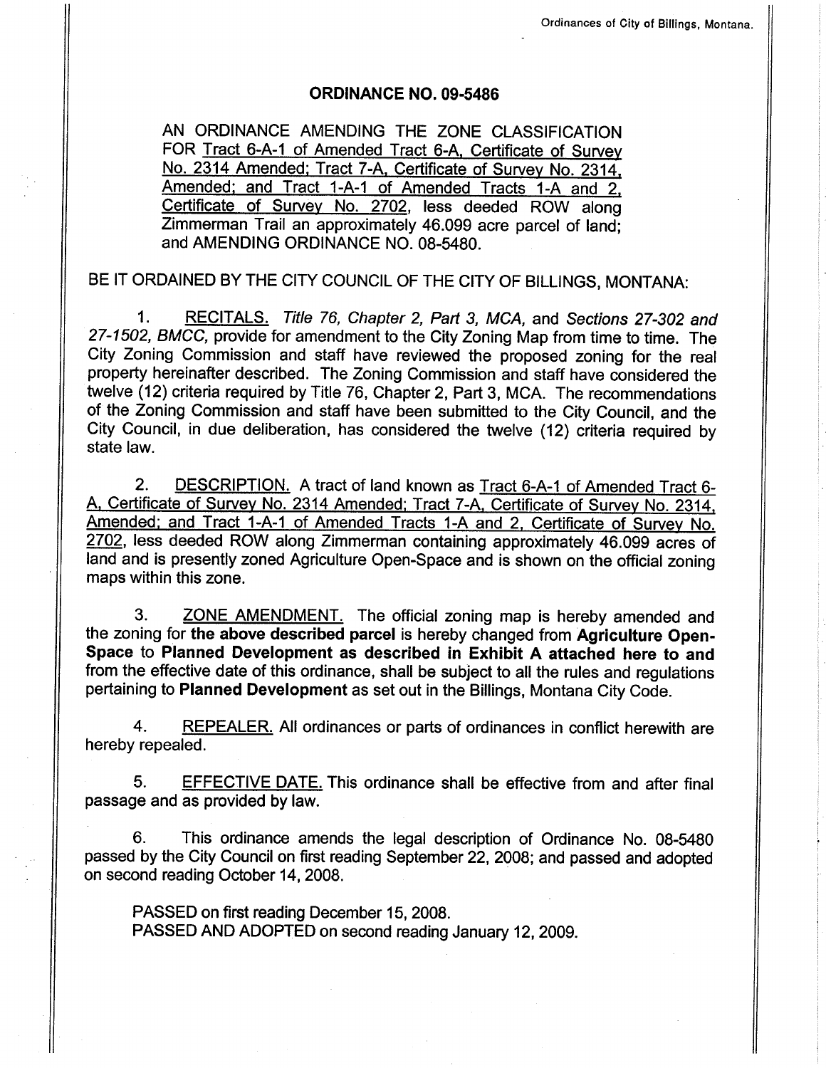# ORDINANCE NO. 09-5486

AN ORDINANCE AMENDING THE ZONE CLASSIFICATION FOR Tract 6-A-1 of Amended Tract 6-A, Certificate of Survey No. 2314 Amended; Tract 7-A, Certificate of Survey No. 2314, Amended; and Tract 1-A-1 of Amended Tracts 1-A and 2, Certificate of Survey No. 2702, less deeded ROW along Zimmerman Trail an approximately 46.099 acre parcel of land; and AMENDING ORDINANCE NO. 08-5480.

BE IT ORDAINED BY THE CITY COUNCIL OF THE CITY OF BILLINGS, MONTANA:

1. RECITALS. *Title 76, Chapter 2, Part 3, MCA,* and *Sections 27-302 and 27-1502, BMCC,* provide for amendment to the City Zoning Map from time to time. The City Zoning Commission and staff have reviewed the proposed zoning for the real property hereinafter described. The Zoning Commission and staff have considered the twelve (12) criteria required by Title 76, Chapter 2, Part 3, MCA. The recommendations of the Zoning Commission and staff have been submitted to the City Council, and the City Council, in due deliberation, has considered the twelve (12) criteria required by state law.

2. DESCRIPTION. A tract of land known as Tract 6-A-1 of Amended Tract 6-A, Certificate of Survey No. 2314 Amended; Tract 7-A, Certificate of Survey No. 2314, Amended; and Tract 1-A-1 of Amended Tracts 1-A and 2, Certificate of Survey No. 2702, less deeded ROW along Zimmerman containing approximately 46.099 acres of land and is presently zoned Agriculture Open-Space and is shown on the official zoning maps within this zone.

3. ZONE AMENDMENT. The official zoning map is hereby amended and the zoning for **the above described parcel** is hereby changed from **Agriculture Open-Space** to **Planned Development as described in Exhibit A attached here to and** from the effective date of this ordinance, shall be subject to all the rules and regulations pertaining to **Planned Development** as set out in the Billings, Montana City Code.

4. REPEALER. All ordinances or parts of ordinances in conflict herewith are hereby repealed.

5. EFFECTIVE DATE. This ordinance shall be effective from and after final passage and as provided by law.

6. This ordinance amends the legal description of Ordinance No. 08-5480 passed by the City Council on first reading September 22, 2008; and passed and adopted on second reading October 14, 2008.

PASSED on first reading December 15, 2008.
PASSED AND ADOPTED on second reading January 12, 2009.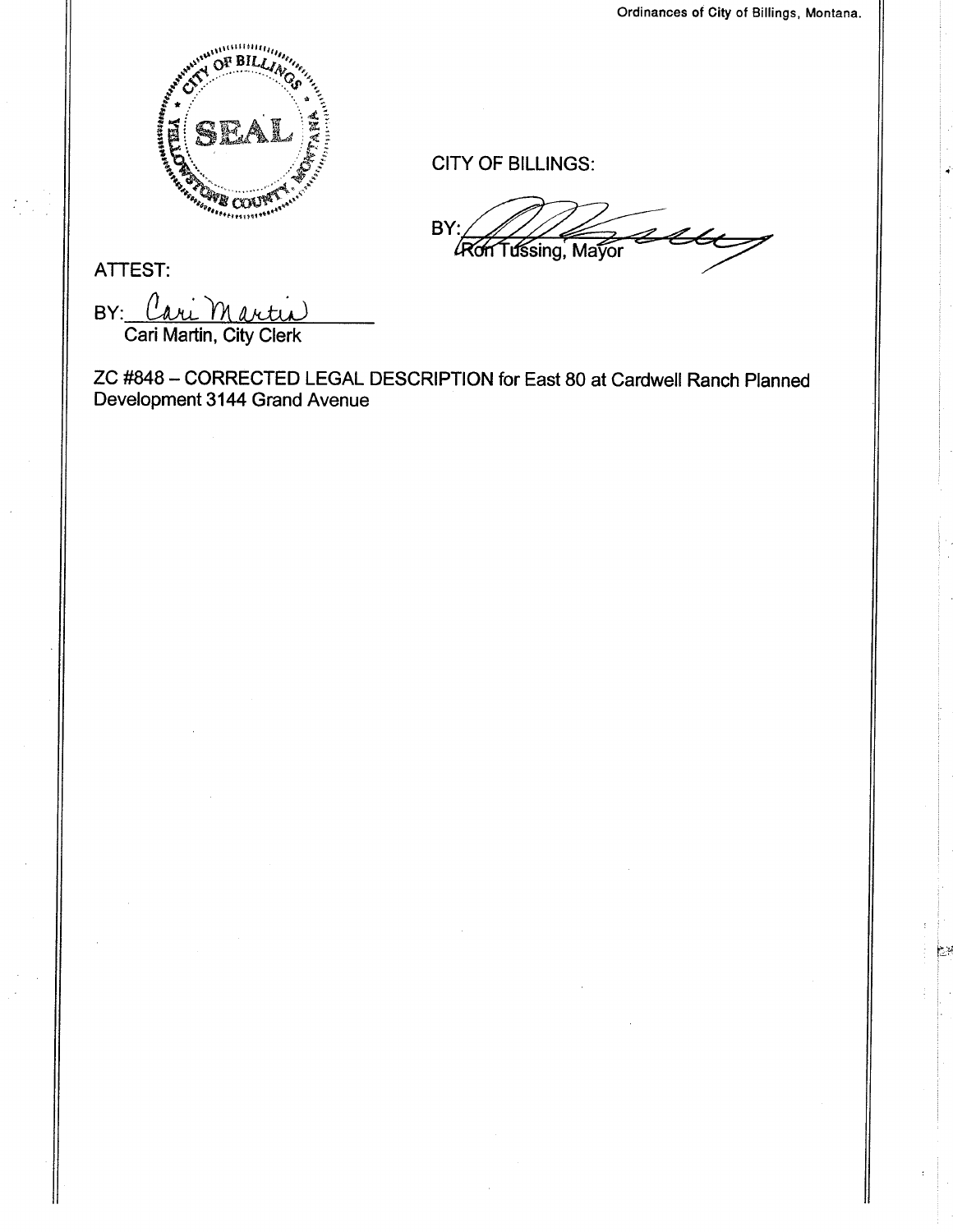CITY OF BILLINGS:

BY: Ron Tussing, Mayor

ATTEST:

BY: Cari Martin
Cari Martin, City Clerk

ZC #848 – CORRECTED LEGAL DESCRIPTION for East 80 at Cardwell Ranch Planned Development 3144 Grand Avenue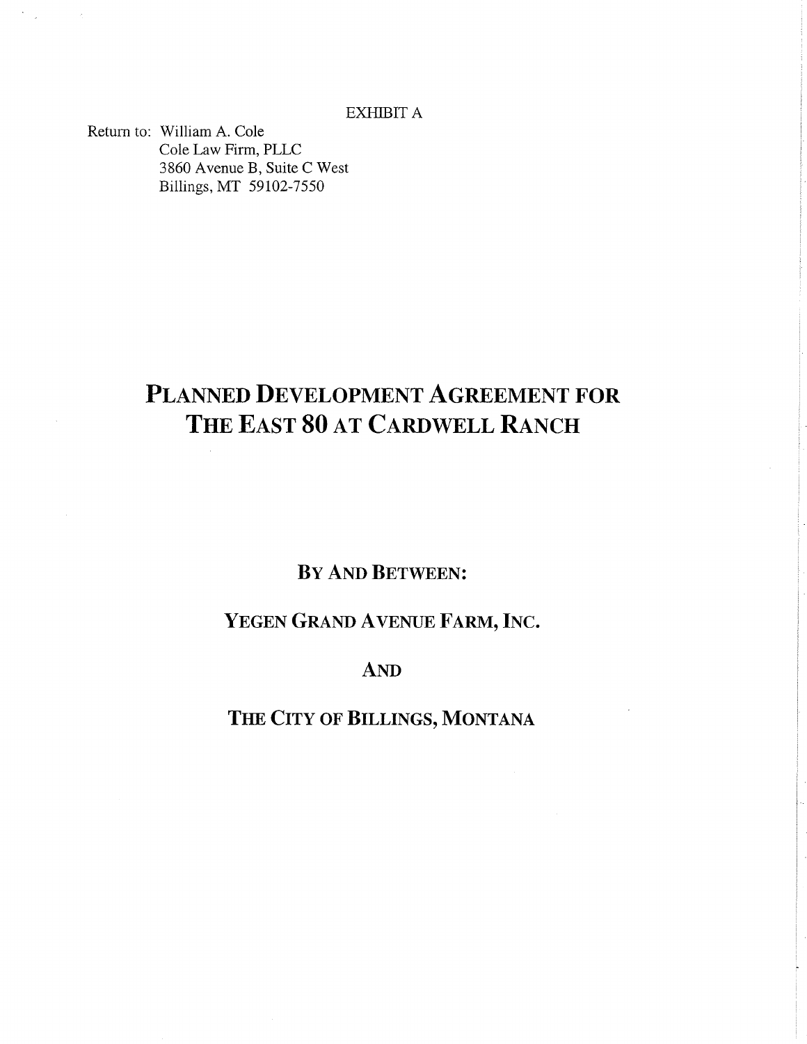EXHIBIT A

Return to: William A. Cole
Cole Law Firm, PLLC
3860 Avenue B, Suite C West
Billings, MT 59102-7550

# PLANNED DEVELOPMENT AGREEMENT FOR THE EAST 80 AT CARDWELL RANCH

**BY AND BETWEEN:**

**YEGEN GRAND AVENUE FARM, INC.**

**AND**

**THE CITY OF BILLINGS, MONTANA**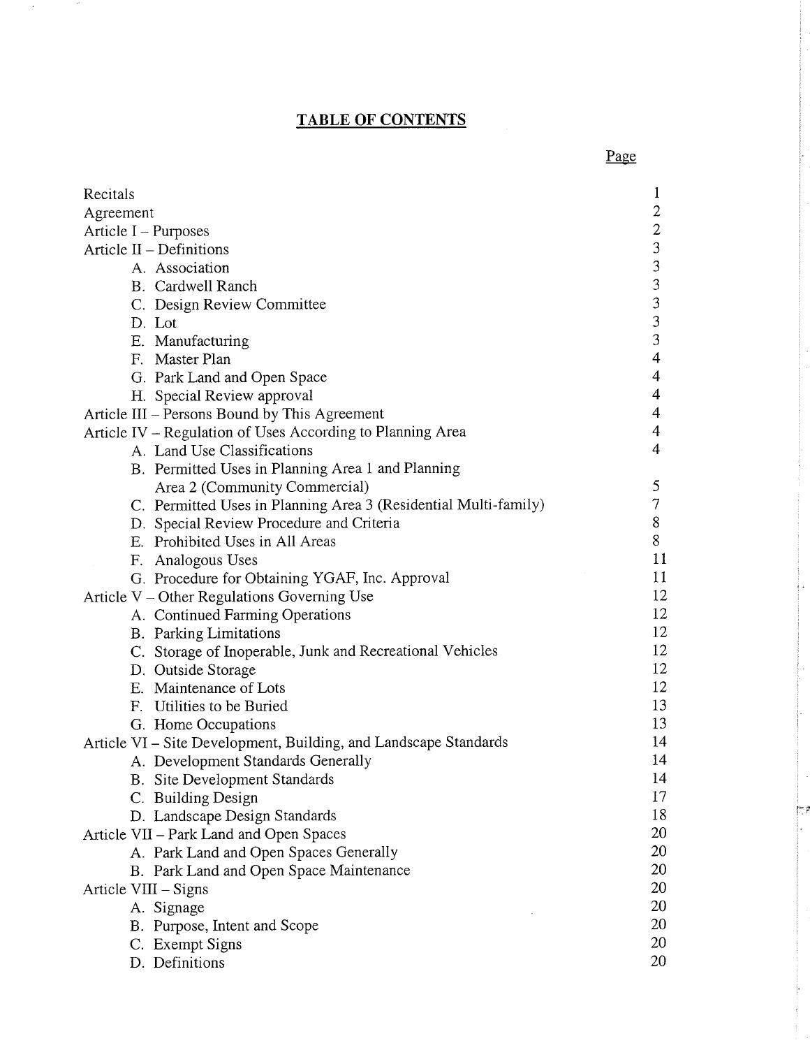# TABLE OF CONTENTS

| | Page |
|---|---|
| Recitals | 1 |
| Agreement | 2 |
| Article I – Purposes | 2 |
| Article II – Definitions | 3 |
| A. Association | 3 |
| B. Cardwell Ranch | 3 |
| C. Design Review Committee | 3 |
| D. Lot | 3 |
| E. Manufacturing | 3 |
| F. Master Plan | 4 |
| G. Park Land and Open Space | 4 |
| H. Special Review approval | 4 |
| Article III – Persons Bound by This Agreement | 4 |
| Article IV – Regulation of Uses According to Planning Area | 4 |
| A. Land Use Classifications | 4 |
| B. Permitted Uses in Planning Area 1 and Planning Area 2 (Community Commercial) | 5 |
| C. Permitted Uses in Planning Area 3 (Residential Multi-family) | 7 |
| D. Special Review Procedure and Criteria | 8 |
| E. Prohibited Uses in All Areas | 8 |
| F. Analogous Uses | 11 |
| G. Procedure for Obtaining YGAF, Inc. Approval | 11 |
| Article V – Other Regulations Governing Use | 12 |
| A. Continued Farming Operations | 12 |
| B. Parking Limitations | 12 |
| C. Storage of Inoperable, Junk and Recreational Vehicles | 12 |
| D. Outside Storage | 12 |
| E. Maintenance of Lots | 12 |
| F. Utilities to be Buried | 13 |
| G. Home Occupations | 13 |
| Article VI – Site Development, Building, and Landscape Standards | 14 |
| A. Development Standards Generally | 14 |
| B. Site Development Standards | 14 |
| C. Building Design | 17 |
| D. Landscape Design Standards | 18 |
| Article VII – Park Land and Open Spaces | 20 |
| A. Park Land and Open Spaces Generally | 20 |
| B. Park Land and Open Space Maintenance | 20 |
| Article VIII – Signs | 20 |
| A. Signage | 20 |
| B. Purpose, Intent and Scope | 20 |
| C. Exempt Signs | 20 |
| D. Definitions | 20 |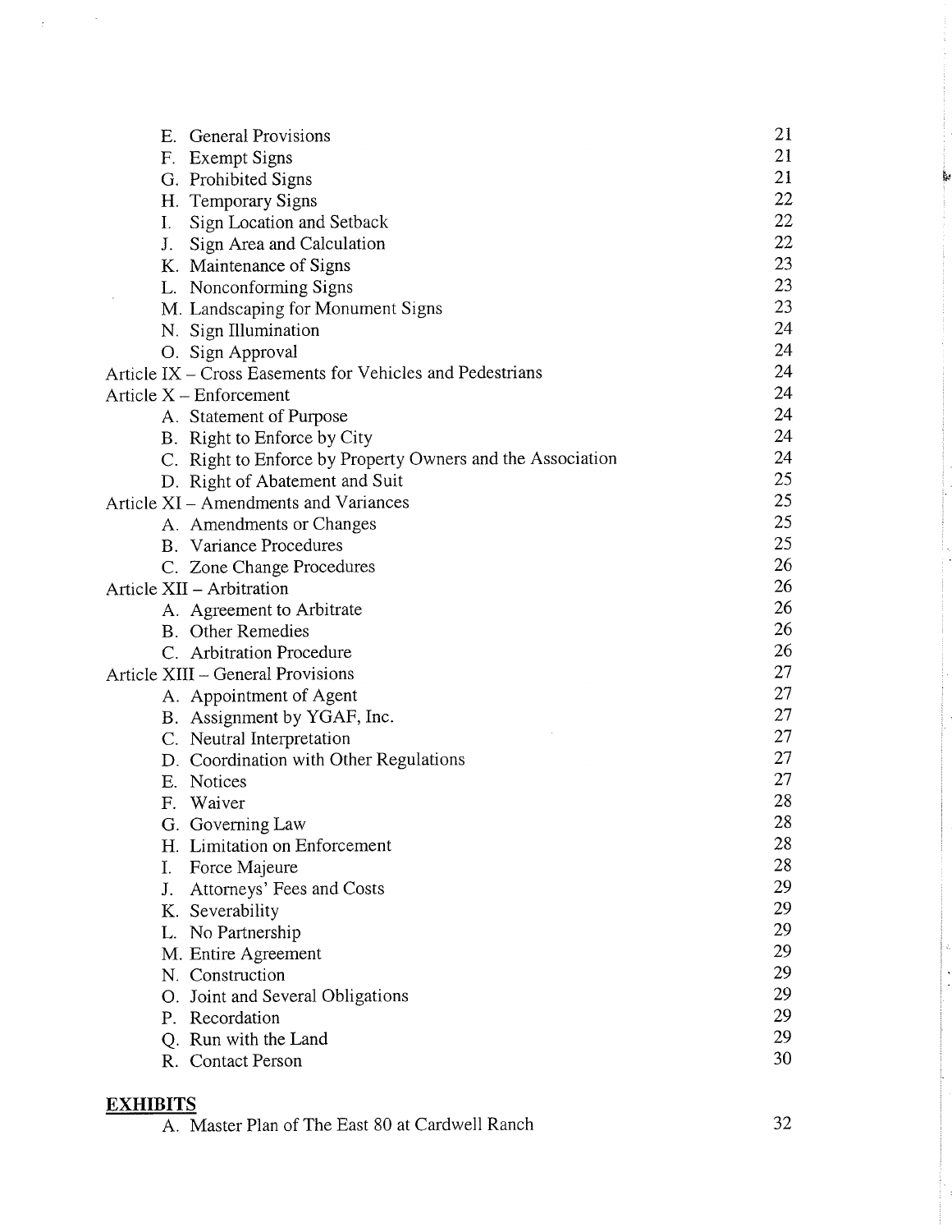| | |
|---|---|
| E. General Provisions | 21 |
| F. Exempt Signs | 21 |
| G. Prohibited Signs | 21 |
| H. Temporary Signs | 22 |
| I. Sign Location and Setback | 22 |
| J. Sign Area and Calculation | 22 |
| K. Maintenance of Signs | 23 |
| L. Nonconforming Signs | 23 |
| M. Landscaping for Monument Signs | 23 |
| N. Sign Illumination | 24 |
| O. Sign Approval | 24 |
| Article IX – Cross Easements for Vehicles and Pedestrians | 24 |
| Article X – Enforcement | 24 |
| A. Statement of Purpose | 24 |
| B. Right to Enforce by City | 24 |
| C. Right to Enforce by Property Owners and the Association | 24 |
| D. Right of Abatement and Suit | 25 |
| Article XI – Amendments and Variances | 25 |
| A. Amendments or Changes | 25 |
| B. Variance Procedures | 25 |
| C. Zone Change Procedures | 26 |
| Article XII – Arbitration | 26 |
| A. Agreement to Arbitrate | 26 |
| B. Other Remedies | 26 |
| C. Arbitration Procedure | 26 |
| Article XIII – General Provisions | 27 |
| A. Appointment of Agent | 27 |
| B. Assignment by YGAF, Inc. | 27 |
| C. Neutral Interpretation | 27 |
| D. Coordination with Other Regulations | 27 |
| E. Notices | 27 |
| F. Waiver | 28 |
| G. Governing Law | 28 |
| H. Limitation on Enforcement | 28 |
| I. Force Majeure | 28 |
| J. Attorneys' Fees and Costs | 29 |
| K. Severability | 29 |
| L. No Partnership | 29 |
| M. Entire Agreement | 29 |
| N. Construction | 29 |
| O. Joint and Several Obligations | 29 |
| P. Recordation | 29 |
| Q. Run with the Land | 29 |
| R. Contact Person | 30 |

**EXHIBITS**

| | |
|---|---|
| A. Master Plan of The East 80 at Cardwell Ranch | 32 |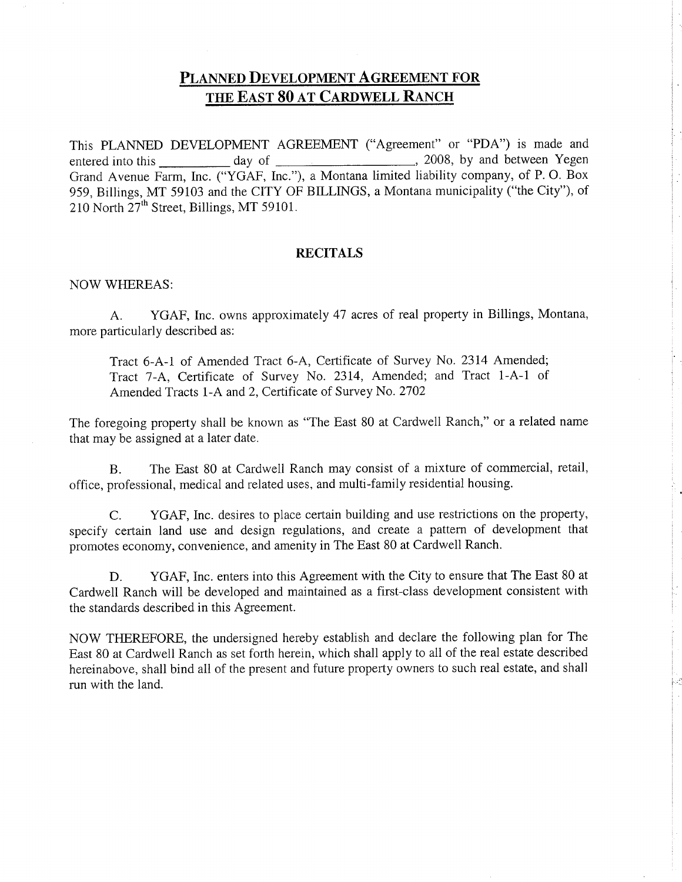# PLANNED DEVELOPMENT AGREEMENT FOR THE EAST 80 AT CARDWELL RANCH

This PLANNED DEVELOPMENT AGREEMENT ("Agreement" or "PDA") is made and entered into this __________ day of ____________________, 2008, by and between Yegen Grand Avenue Farm, Inc. ("YGAF, Inc."), a Montana limited liability company, of P. O. Box 959, Billings, MT 59103 and the CITY OF BILLINGS, a Montana municipality ("the City"), of 210 North 27th Street, Billings, MT 59101.

## RECITALS

NOW WHEREAS:

A. YGAF, Inc. owns approximately 47 acres of real property in Billings, Montana, more particularly described as:

> Tract 6-A-1 of Amended Tract 6-A, Certificate of Survey No. 2314 Amended; Tract 7-A, Certificate of Survey No. 2314, Amended; and Tract 1-A-1 of Amended Tracts 1-A and 2, Certificate of Survey No. 2702

The foregoing property shall be known as "The East 80 at Cardwell Ranch," or a related name that may be assigned at a later date.

B. The East 80 at Cardwell Ranch may consist of a mixture of commercial, retail, office, professional, medical and related uses, and multi-family residential housing.

C. YGAF, Inc. desires to place certain building and use restrictions on the property, specify certain land use and design regulations, and create a pattern of development that promotes economy, convenience, and amenity in The East 80 at Cardwell Ranch.

D. YGAF, Inc. enters into this Agreement with the City to ensure that The East 80 at Cardwell Ranch will be developed and maintained as a first-class development consistent with the standards described in this Agreement.

NOW THEREFORE, the undersigned hereby establish and declare the following plan for The East 80 at Cardwell Ranch as set forth herein, which shall apply to all of the real estate described hereinabove, shall bind all of the present and future property owners to such real estate, and shall run with the land.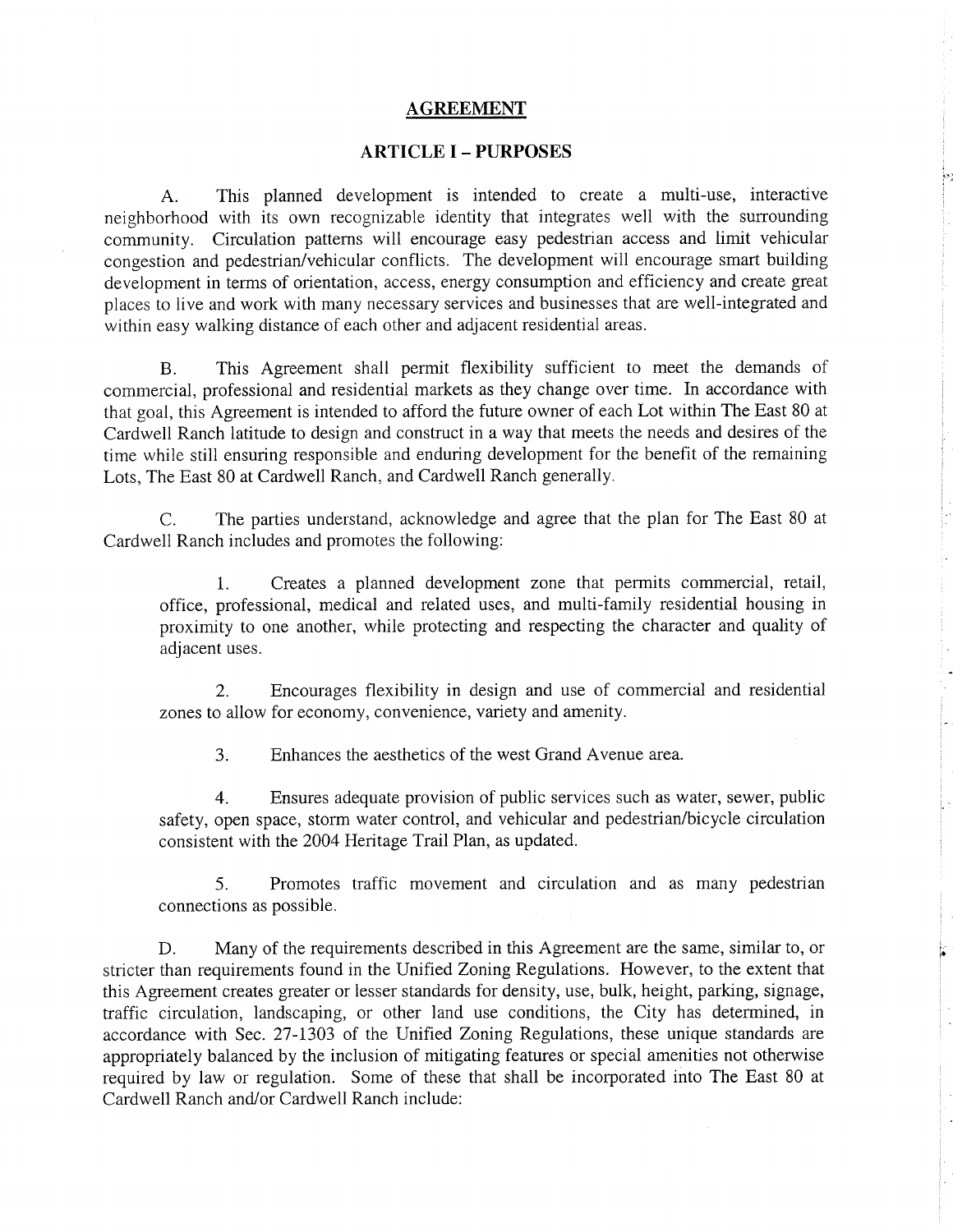# AGREEMENT

## ARTICLE I – PURPOSES

A. This planned development is intended to create a multi-use, interactive neighborhood with its own recognizable identity that integrates well with the surrounding community. Circulation patterns will encourage easy pedestrian access and limit vehicular congestion and pedestrian/vehicular conflicts. The development will encourage smart building development in terms of orientation, access, energy consumption and efficiency and create great places to live and work with many necessary services and businesses that are well-integrated and within easy walking distance of each other and adjacent residential areas.

B. This Agreement shall permit flexibility sufficient to meet the demands of commercial, professional and residential markets as they change over time. In accordance with that goal, this Agreement is intended to afford the future owner of each Lot within The East 80 at Cardwell Ranch latitude to design and construct in a way that meets the needs and desires of the time while still ensuring responsible and enduring development for the benefit of the remaining Lots, The East 80 at Cardwell Ranch, and Cardwell Ranch generally.

C. The parties understand, acknowledge and agree that the plan for The East 80 at Cardwell Ranch includes and promotes the following:

1. Creates a planned development zone that permits commercial, retail, office, professional, medical and related uses, and multi-family residential housing in proximity to one another, while protecting and respecting the character and quality of adjacent uses.

2. Encourages flexibility in design and use of commercial and residential zones to allow for economy, convenience, variety and amenity.

3. Enhances the aesthetics of the west Grand Avenue area.

4. Ensures adequate provision of public services such as water, sewer, public safety, open space, storm water control, and vehicular and pedestrian/bicycle circulation consistent with the 2004 Heritage Trail Plan, as updated.

5. Promotes traffic movement and circulation and as many pedestrian connections as possible.

D. Many of the requirements described in this Agreement are the same, similar to, or stricter than requirements found in the Unified Zoning Regulations. However, to the extent that this Agreement creates greater or lesser standards for density, use, bulk, height, parking, signage, traffic circulation, landscaping, or other land use conditions, the City has determined, in accordance with Sec. 27-1303 of the Unified Zoning Regulations, these unique standards are appropriately balanced by the inclusion of mitigating features or special amenities not otherwise required by law or regulation. Some of these that shall be incorporated into The East 80 at Cardwell Ranch and/or Cardwell Ranch include: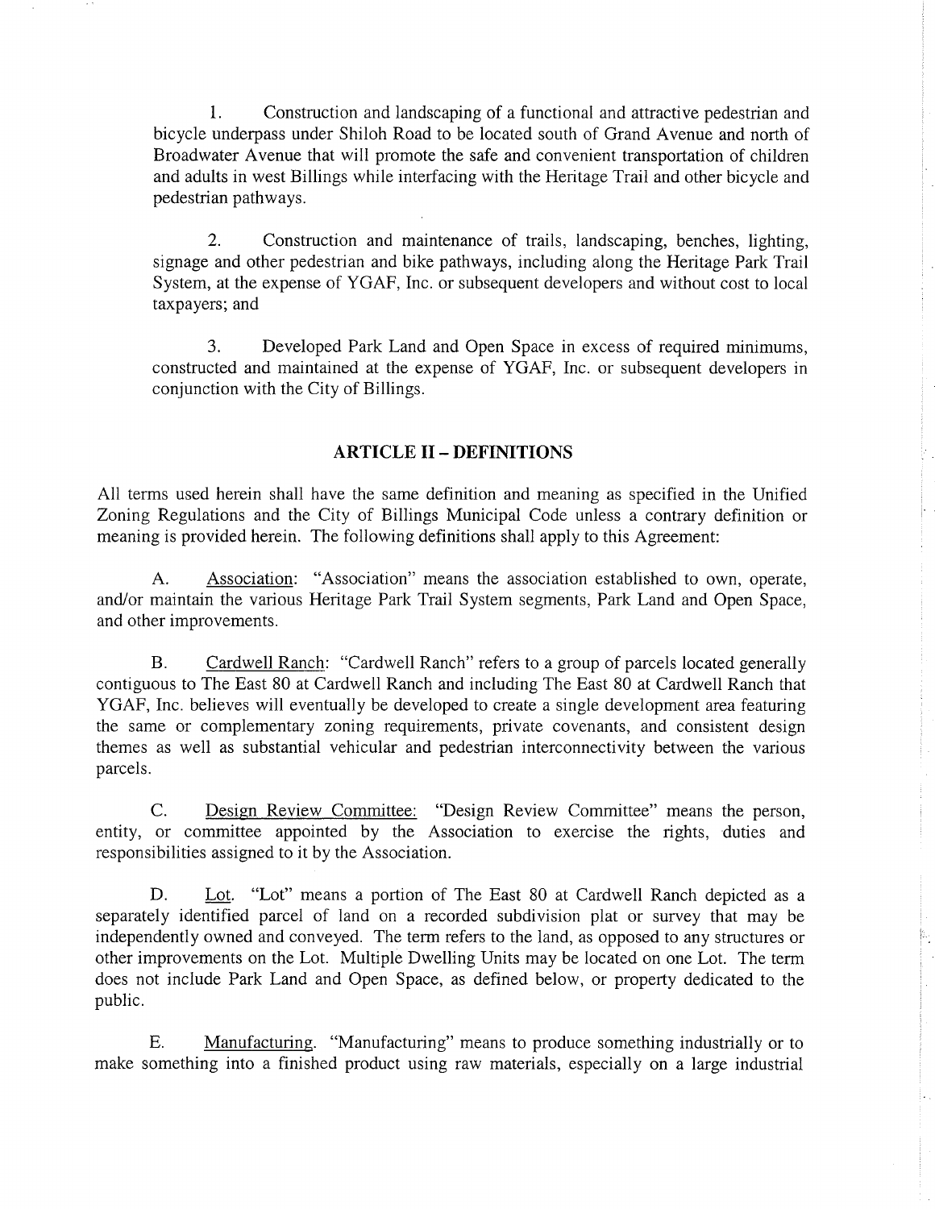1. Construction and landscaping of a functional and attractive pedestrian and bicycle underpass under Shiloh Road to be located south of Grand Avenue and north of Broadwater Avenue that will promote the safe and convenient transportation of children and adults in west Billings while interfacing with the Heritage Trail and other bicycle and pedestrian pathways.

2. Construction and maintenance of trails, landscaping, benches, lighting, signage and other pedestrian and bike pathways, including along the Heritage Park Trail System, at the expense of YGAF, Inc. or subsequent developers and without cost to local taxpayers; and

3. Developed Park Land and Open Space in excess of required minimums, constructed and maintained at the expense of YGAF, Inc. or subsequent developers in conjunction with the City of Billings.

## ARTICLE II – DEFINITIONS

All terms used herein shall have the same definition and meaning as specified in the Unified Zoning Regulations and the City of Billings Municipal Code unless a contrary definition or meaning is provided herein. The following definitions shall apply to this Agreement:

A. Association: "Association" means the association established to own, operate, and/or maintain the various Heritage Park Trail System segments, Park Land and Open Space, and other improvements.

B. Cardwell Ranch: "Cardwell Ranch" refers to a group of parcels located generally contiguous to The East 80 at Cardwell Ranch and including The East 80 at Cardwell Ranch that YGAF, Inc. believes will eventually be developed to create a single development area featuring the same or complementary zoning requirements, private covenants, and consistent design themes as well as substantial vehicular and pedestrian interconnectivity between the various parcels.

C. Design Review Committee: "Design Review Committee" means the person, entity, or committee appointed by the Association to exercise the rights, duties and responsibilities assigned to it by the Association.

D. Lot. "Lot" means a portion of The East 80 at Cardwell Ranch depicted as a separately identified parcel of land on a recorded subdivision plat or survey that may be independently owned and conveyed. The term refers to the land, as opposed to any structures or other improvements on the Lot. Multiple Dwelling Units may be located on one Lot. The term does not include Park Land and Open Space, as defined below, or property dedicated to the public.

E. Manufacturing. "Manufacturing" means to produce something industrially or to make something into a finished product using raw materials, especially on a large industrial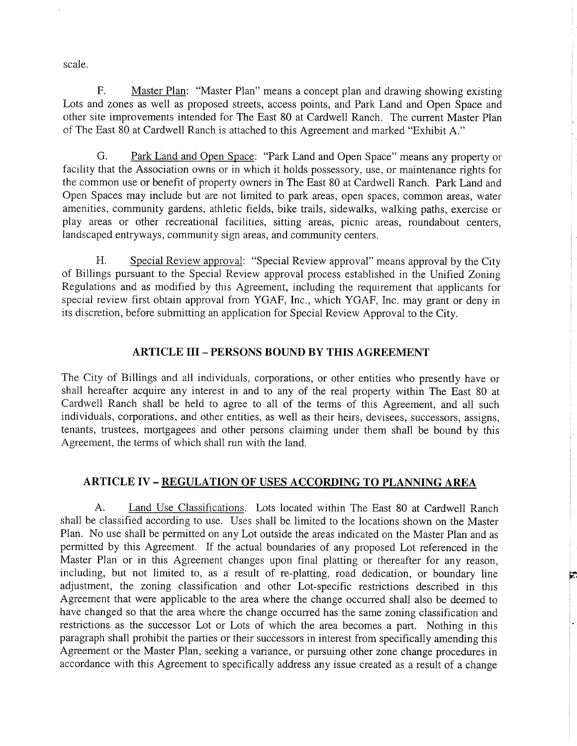scale.

F. Master Plan: "Master Plan" means a concept plan and drawing showing existing Lots and zones as well as proposed streets, access points, and Park Land and Open Space and other site improvements intended for The East 80 at Cardwell Ranch. The current Master Plan of The East 80 at Cardwell Ranch is attached to this Agreement and marked "Exhibit A."

G. Park Land and Open Space: "Park Land and Open Space" means any property or facility that the Association owns or in which it holds possessory, use, or maintenance rights for the common use or benefit of property owners in The East 80 at Cardwell Ranch. Park Land and Open Spaces may include but are not limited to park areas, open spaces, common areas, water amenities, community gardens, athletic fields, bike trails, sidewalks, walking paths, exercise or play areas or other recreational facilities, sitting areas, picnic areas, roundabout centers, landscaped entryways, community sign areas, and community centers.

H. Special Review approval: "Special Review approval" means approval by the City of Billings pursuant to the Special Review approval process established in the Unified Zoning Regulations and as modified by this Agreement, including the requirement that applicants for special review first obtain approval from YGAF, Inc., which YGAF, Inc. may grant or deny in its discretion, before submitting an application for Special Review Approval to the City.

## ARTICLE III – PERSONS BOUND BY THIS AGREEMENT

The City of Billings and all individuals, corporations, or other entities who presently have or shall hereafter acquire any interest in and to any of the real property within The East 80 at Cardwell Ranch shall be held to agree to all of the terms of this Agreement, and all such individuals, corporations, and other entities, as well as their heirs, devisees, successors, assigns, tenants, trustees, mortgagees and other persons claiming under them shall be bound by this Agreement, the terms of which shall run with the land.

## ARTICLE IV – REGULATION OF USES ACCORDING TO PLANNING AREA

A. Land Use Classifications. Lots located within The East 80 at Cardwell Ranch shall be classified according to use. Uses shall be limited to the locations shown on the Master Plan. No use shall be permitted on any Lot outside the areas indicated on the Master Plan and as permitted by this Agreement. If the actual boundaries of any proposed Lot referenced in the Master Plan or in this Agreement changes upon final platting or thereafter for any reason, including, but not limited to, as a result of re-platting, road dedication, or boundary line adjustment, the zoning classification and other Lot-specific restrictions described in this Agreement that were applicable to the area where the change occurred shall also be deemed to have changed so that the area where the change occurred has the same zoning classification and restrictions as the successor Lot or Lots of which the area becomes a part. Nothing in this paragraph shall prohibit the parties or their successors in interest from specifically amending this Agreement or the Master Plan, seeking a variance, or pursuing other zone change procedures in accordance with this Agreement to specifically address any issue created as a result of a change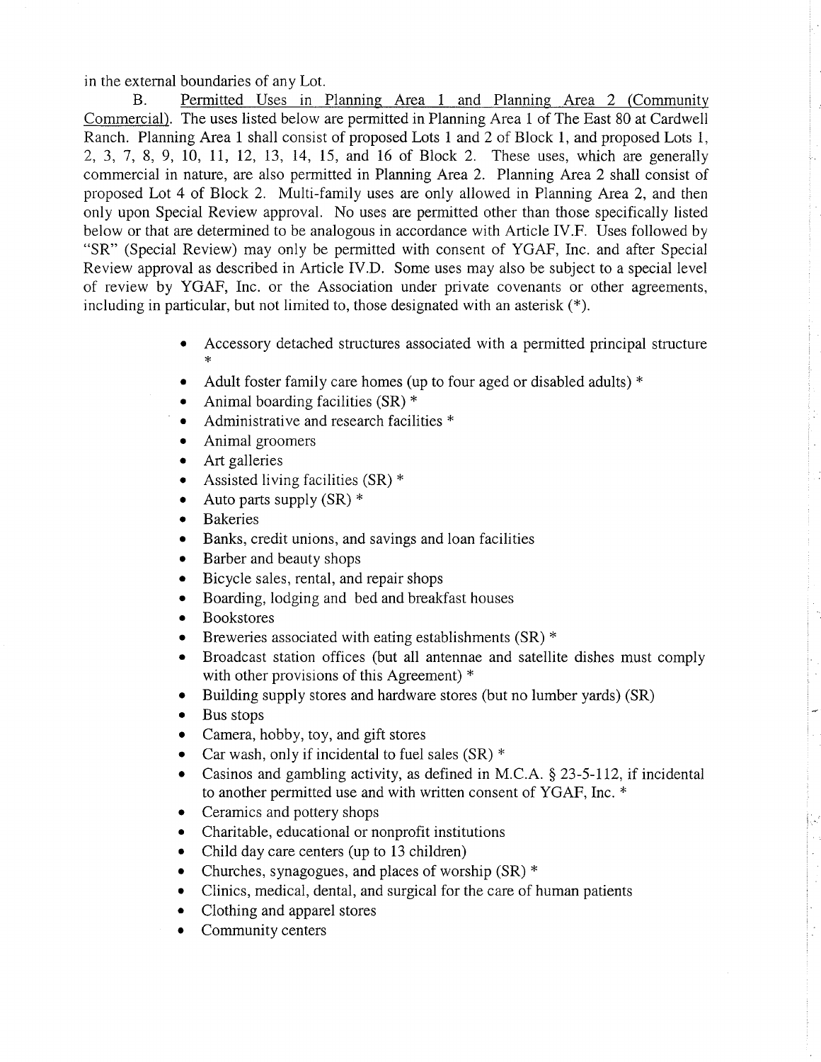in the external boundaries of any Lot.

B. Permitted Uses in Planning Area 1 and Planning Area 2 (Community Commercial). The uses listed below are permitted in Planning Area 1 of The East 80 at Cardwell Ranch. Planning Area 1 shall consist of proposed Lots 1 and 2 of Block 1, and proposed Lots 1, 2, 3, 7, 8, 9, 10, 11, 12, 13, 14, 15, and 16 of Block 2. These uses, which are generally commercial in nature, are also permitted in Planning Area 2. Planning Area 2 shall consist of proposed Lot 4 of Block 2. Multi-family uses are only allowed in Planning Area 2, and then only upon Special Review approval. No uses are permitted other than those specifically listed below or that are determined to be analogous in accordance with Article IV.F. Uses followed by "SR" (Special Review) may only be permitted with consent of YGAF, Inc. and after Special Review approval as described in Article IV.D. Some uses may also be subject to a special level of review by YGAF, Inc. or the Association under private covenants or other agreements, including in particular, but not limited to, those designated with an asterisk (*).

- Accessory detached structures associated with a permitted principal structure *
- Adult foster family care homes (up to four aged or disabled adults) *
- Animal boarding facilities (SR) *
- Administrative and research facilities *
- Animal groomers
- Art galleries
- Assisted living facilities (SR) *
- Auto parts supply (SR) *
- Bakeries
- Banks, credit unions, and savings and loan facilities
- Barber and beauty shops
- Bicycle sales, rental, and repair shops
- Boarding, lodging and bed and breakfast houses
- Bookstores
- Breweries associated with eating establishments (SR) *
- Broadcast station offices (but all antennae and satellite dishes must comply with other provisions of this Agreement) *
- Building supply stores and hardware stores (but no lumber yards) (SR)
- Bus stops
- Camera, hobby, toy, and gift stores
- Car wash, only if incidental to fuel sales (SR) *
- Casinos and gambling activity, as defined in M.C.A. § 23-5-112, if incidental to another permitted use and with written consent of YGAF, Inc. *
- Ceramics and pottery shops
- Charitable, educational or nonprofit institutions
- Child day care centers (up to 13 children)
- Churches, synagogues, and places of worship (SR) *
- Clinics, medical, dental, and surgical for the care of human patients
- Clothing and apparel stores
- Community centers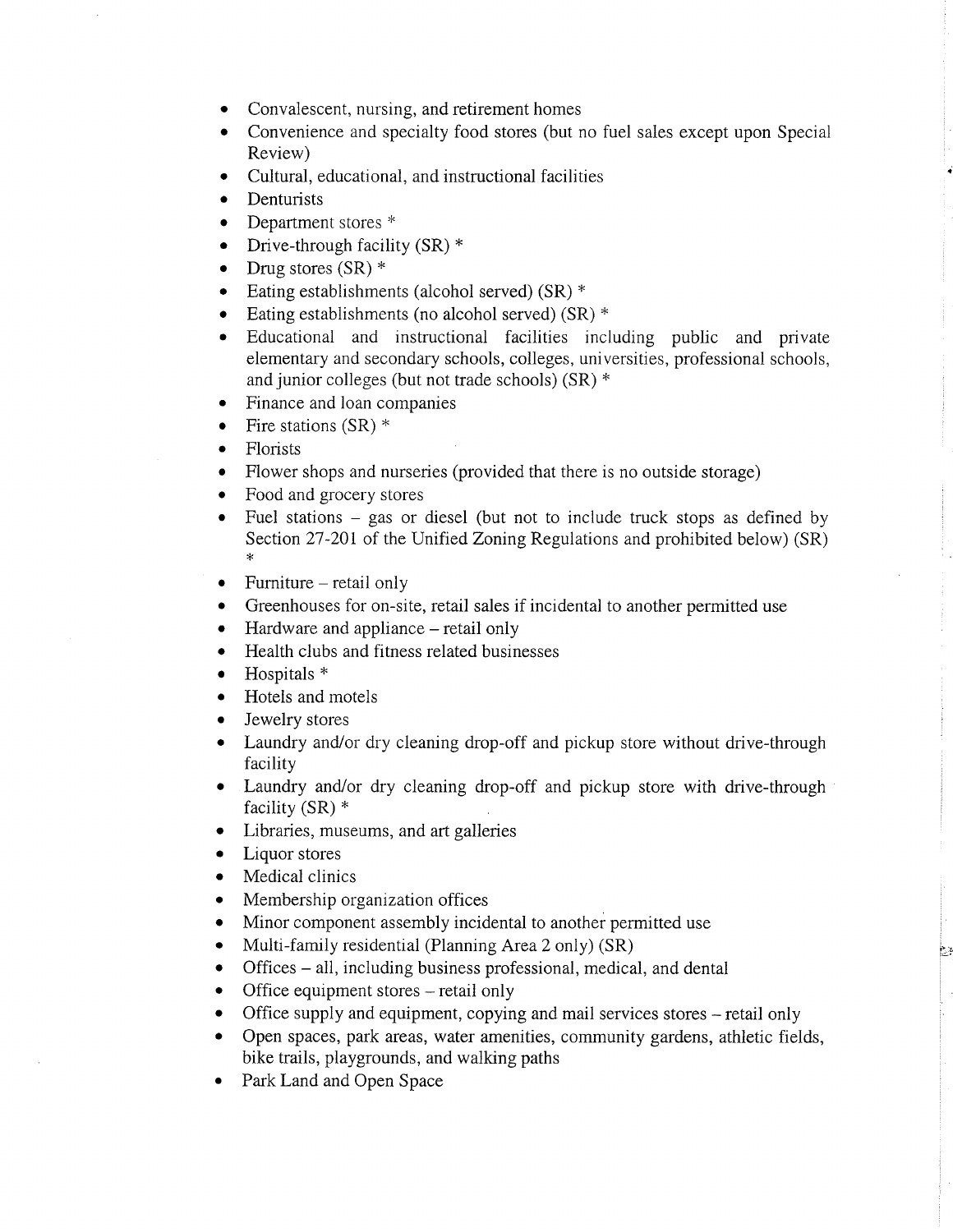- Convalescent, nursing, and retirement homes
- Convenience and specialty food stores (but no fuel sales except upon Special Review)
- Cultural, educational, and instructional facilities
- Denturists
- Department stores *
- Drive-through facility (SR) *
- Drug stores (SR) *
- Eating establishments (alcohol served) (SR) *
- Eating establishments (no alcohol served) (SR) *
- Educational and instructional facilities including public and private elementary and secondary schools, colleges, universities, professional schools, and junior colleges (but not trade schools) (SR) *
- Finance and loan companies
- Fire stations (SR) *
- Florists
- Flower shops and nurseries (provided that there is no outside storage)
- Food and grocery stores
- Fuel stations – gas or diesel (but not to include truck stops as defined by Section 27-201 of the Unified Zoning Regulations and prohibited below) (SR) *
- Furniture – retail only
- Greenhouses for on-site, retail sales if incidental to another permitted use
- Hardware and appliance – retail only
- Health clubs and fitness related businesses
- Hospitals *
- Hotels and motels
- Jewelry stores
- Laundry and/or dry cleaning drop-off and pickup store without drive-through facility
- Laundry and/or dry cleaning drop-off and pickup store with drive-through facility (SR) *
- Libraries, museums, and art galleries
- Liquor stores
- Medical clinics
- Membership organization offices
- Minor component assembly incidental to another permitted use
- Multi-family residential (Planning Area 2 only) (SR)
- Offices – all, including business professional, medical, and dental
- Office equipment stores – retail only
- Office supply and equipment, copying and mail services stores – retail only
- Open spaces, park areas, water amenities, community gardens, athletic fields, bike trails, playgrounds, and walking paths
- Park Land and Open Space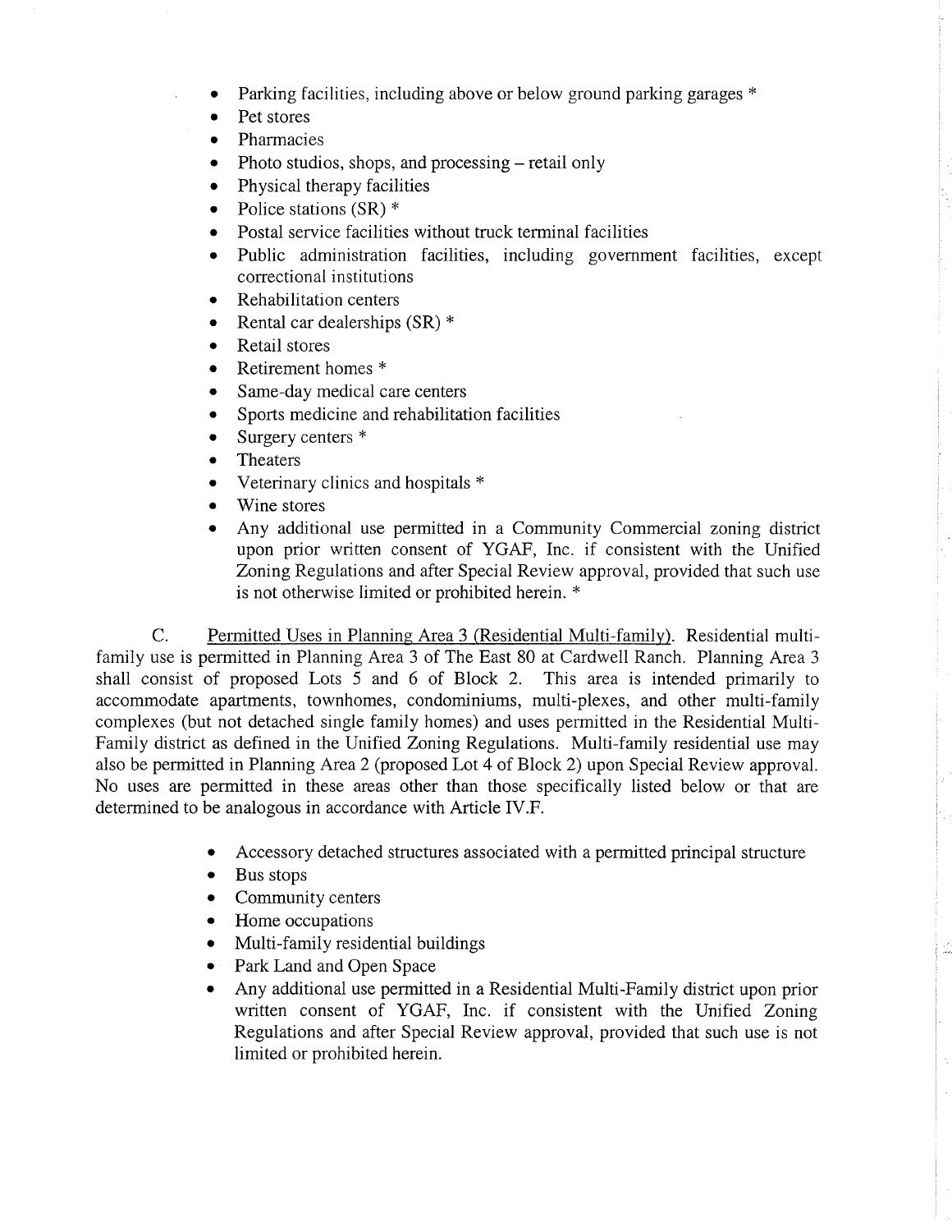- Parking facilities, including above or below ground parking garages *
- Pet stores
- Pharmacies
- Photo studios, shops, and processing – retail only
- Physical therapy facilities
- Police stations (SR) *
- Postal service facilities without truck terminal facilities
- Public administration facilities, including government facilities, except correctional institutions
- Rehabilitation centers
- Rental car dealerships (SR) *
- Retail stores
- Retirement homes *
- Same-day medical care centers
- Sports medicine and rehabilitation facilities
- Surgery centers *
- Theaters
- Veterinary clinics and hospitals *
- Wine stores
- Any additional use permitted in a Community Commercial zoning district upon prior written consent of YGAF, Inc. if consistent with the Unified Zoning Regulations and after Special Review approval, provided that such use is not otherwise limited or prohibited herein. *

C. Permitted Uses in Planning Area 3 (Residential Multi-family). Residential multi-family use is permitted in Planning Area 3 of The East 80 at Cardwell Ranch. Planning Area 3 shall consist of proposed Lots 5 and 6 of Block 2. This area is intended primarily to accommodate apartments, townhomes, condominiums, multi-plexes, and other multi-family complexes (but not detached single family homes) and uses permitted in the Residential Multi-Family district as defined in the Unified Zoning Regulations. Multi-family residential use may also be permitted in Planning Area 2 (proposed Lot 4 of Block 2) upon Special Review approval. No uses are permitted in these areas other than those specifically listed below or that are determined to be analogous in accordance with Article IV.F.

- Accessory detached structures associated with a permitted principal structure
- Bus stops
- Community centers
- Home occupations
- Multi-family residential buildings
- Park Land and Open Space
- Any additional use permitted in a Residential Multi-Family district upon prior written consent of YGAF, Inc. if consistent with the Unified Zoning Regulations and after Special Review approval, provided that such use is not limited or prohibited herein.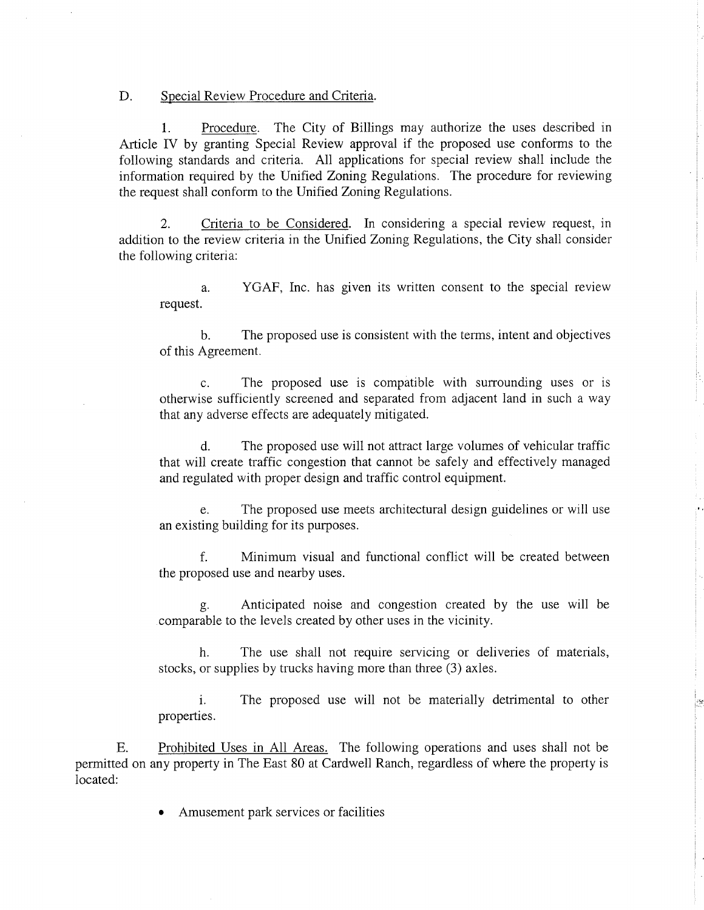D. Special Review Procedure and Criteria.

1. Procedure. The City of Billings may authorize the uses described in Article IV by granting Special Review approval if the proposed use conforms to the following standards and criteria. All applications for special review shall include the information required by the Unified Zoning Regulations. The procedure for reviewing the request shall conform to the Unified Zoning Regulations.

2. Criteria to be Considered. In considering a special review request, in addition to the review criteria in the Unified Zoning Regulations, the City shall consider the following criteria:

a. YGAF, Inc. has given its written consent to the special review request.

b. The proposed use is consistent with the terms, intent and objectives of this Agreement.

c. The proposed use is compatible with surrounding uses or is otherwise sufficiently screened and separated from adjacent land in such a way that any adverse effects are adequately mitigated.

d. The proposed use will not attract large volumes of vehicular traffic that will create traffic congestion that cannot be safely and effectively managed and regulated with proper design and traffic control equipment.

e. The proposed use meets architectural design guidelines or will use an existing building for its purposes.

f. Minimum visual and functional conflict will be created between the proposed use and nearby uses.

g. Anticipated noise and congestion created by the use will be comparable to the levels created by other uses in the vicinity.

h. The use shall not require servicing or deliveries of materials, stocks, or supplies by trucks having more than three (3) axles.

i. The proposed use will not be materially detrimental to other properties.

E. Prohibited Uses in All Areas. The following operations and uses shall not be permitted on any property in The East 80 at Cardwell Ranch, regardless of where the property is located:

- Amusement park services or facilities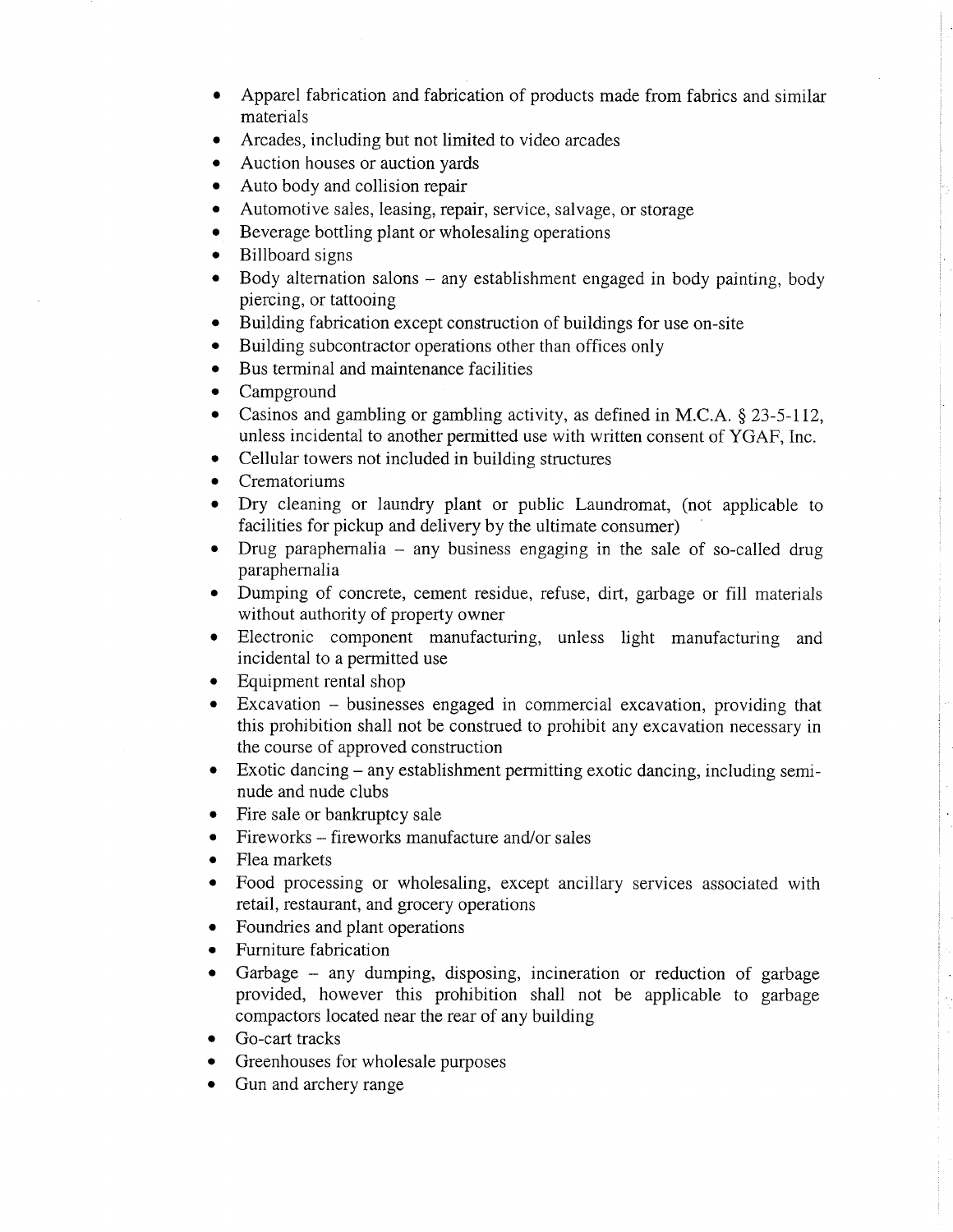- Apparel fabrication and fabrication of products made from fabrics and similar materials
- Arcades, including but not limited to video arcades
- Auction houses or auction yards
- Auto body and collision repair
- Automotive sales, leasing, repair, service, salvage, or storage
- Beverage bottling plant or wholesaling operations
- Billboard signs
- Body alternation salons – any establishment engaged in body painting, body piercing, or tattooing
- Building fabrication except construction of buildings for use on-site
- Building subcontractor operations other than offices only
- Bus terminal and maintenance facilities
- Campground
- Casinos and gambling or gambling activity, as defined in M.C.A. § 23-5-112, unless incidental to another permitted use with written consent of YGAF, Inc.
- Cellular towers not included in building structures
- Crematoriums
- Dry cleaning or laundry plant or public Laundromat, (not applicable to facilities for pickup and delivery by the ultimate consumer)
- Drug paraphernalia – any business engaging in the sale of so-called drug paraphernalia
- Dumping of concrete, cement residue, refuse, dirt, garbage or fill materials without authority of property owner
- Electronic component manufacturing, unless light manufacturing and incidental to a permitted use
- Equipment rental shop
- Excavation – businesses engaged in commercial excavation, providing that this prohibition shall not be construed to prohibit any excavation necessary in the course of approved construction
- Exotic dancing – any establishment permitting exotic dancing, including semi-nude and nude clubs
- Fire sale or bankruptcy sale
- Fireworks – fireworks manufacture and/or sales
- Flea markets
- Food processing or wholesaling, except ancillary services associated with retail, restaurant, and grocery operations
- Foundries and plant operations
- Furniture fabrication
- Garbage – any dumping, disposing, incineration or reduction of garbage provided, however this prohibition shall not be applicable to garbage compactors located near the rear of any building
- Go-cart tracks
- Greenhouses for wholesale purposes
- Gun and archery range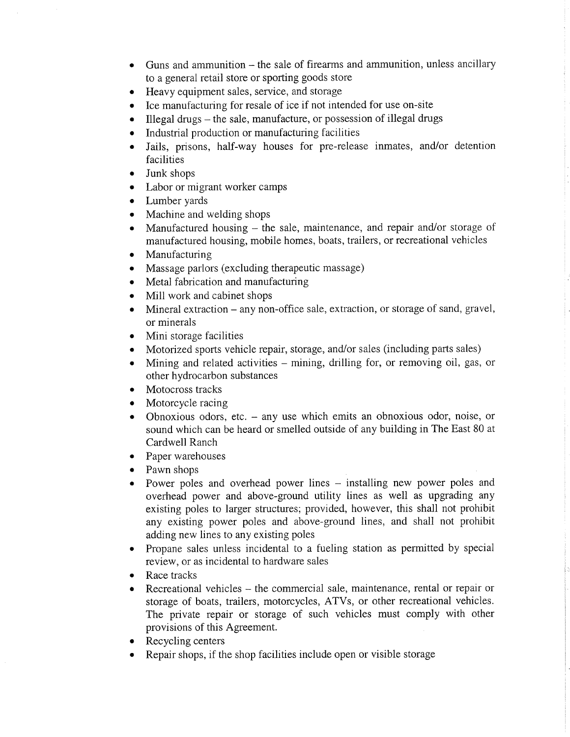- Guns and ammunition – the sale of firearms and ammunition, unless ancillary to a general retail store or sporting goods store
- Heavy equipment sales, service, and storage
- Ice manufacturing for resale of ice if not intended for use on-site
- Illegal drugs – the sale, manufacture, or possession of illegal drugs
- Industrial production or manufacturing facilities
- Jails, prisons, half-way houses for pre-release inmates, and/or detention facilities
- Junk shops
- Labor or migrant worker camps
- Lumber yards
- Machine and welding shops
- Manufactured housing – the sale, maintenance, and repair and/or storage of manufactured housing, mobile homes, boats, trailers, or recreational vehicles
- Manufacturing
- Massage parlors (excluding therapeutic massage)
- Metal fabrication and manufacturing
- Mill work and cabinet shops
- Mineral extraction – any non-office sale, extraction, or storage of sand, gravel, or minerals
- Mini storage facilities
- Motorized sports vehicle repair, storage, and/or sales (including parts sales)
- Mining and related activities – mining, drilling for, or removing oil, gas, or other hydrocarbon substances
- Motocross tracks
- Motorcycle racing
- Obnoxious odors, etc. – any use which emits an obnoxious odor, noise, or sound which can be heard or smelled outside of any building in The East 80 at Cardwell Ranch
- Paper warehouses
- Pawn shops
- Power poles and overhead power lines – installing new power poles and overhead power and above-ground utility lines as well as upgrading any existing poles to larger structures; provided, however, this shall not prohibit any existing power poles and above-ground lines, and shall not prohibit adding new lines to any existing poles
- Propane sales unless incidental to a fueling station as permitted by special review, or as incidental to hardware sales
- Race tracks
- Recreational vehicles – the commercial sale, maintenance, rental or repair or storage of boats, trailers, motorcycles, ATVs, or other recreational vehicles. The private repair or storage of such vehicles must comply with other provisions of this Agreement.
- Recycling centers
- Repair shops, if the shop facilities include open or visible storage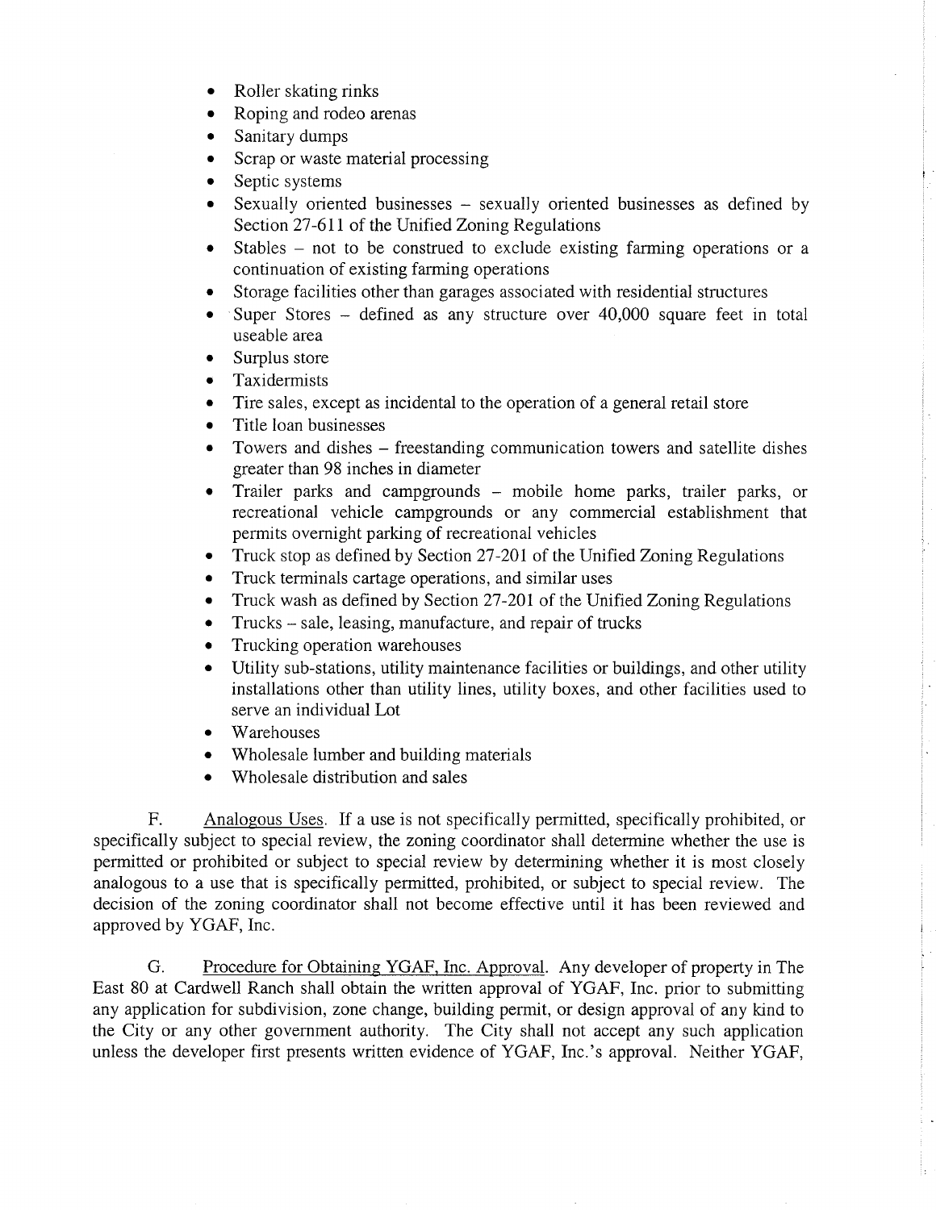- Roller skating rinks
- Roping and rodeo arenas
- Sanitary dumps
- Scrap or waste material processing
- Septic systems
- Sexually oriented businesses – sexually oriented businesses as defined by Section 27-611 of the Unified Zoning Regulations
- Stables – not to be construed to exclude existing farming operations or a continuation of existing farming operations
- Storage facilities other than garages associated with residential structures
- Super Stores – defined as any structure over 40,000 square feet in total useable area
- Surplus store
- Taxidermists
- Tire sales, except as incidental to the operation of a general retail store
- Title loan businesses
- Towers and dishes – freestanding communication towers and satellite dishes greater than 98 inches in diameter
- Trailer parks and campgrounds – mobile home parks, trailer parks, or recreational vehicle campgrounds or any commercial establishment that permits overnight parking of recreational vehicles
- Truck stop as defined by Section 27-201 of the Unified Zoning Regulations
- Truck terminals cartage operations, and similar uses
- Truck wash as defined by Section 27-201 of the Unified Zoning Regulations
- Trucks – sale, leasing, manufacture, and repair of trucks
- Trucking operation warehouses
- Utility sub-stations, utility maintenance facilities or buildings, and other utility installations other than utility lines, utility boxes, and other facilities used to serve an individual Lot
- Warehouses
- Wholesale lumber and building materials
- Wholesale distribution and sales

F. Analogous Uses. If a use is not specifically permitted, specifically prohibited, or specifically subject to special review, the zoning coordinator shall determine whether the use is permitted or prohibited or subject to special review by determining whether it is most closely analogous to a use that is specifically permitted, prohibited, or subject to special review. The decision of the zoning coordinator shall not become effective until it has been reviewed and approved by YGAF, Inc.

G. Procedure for Obtaining YGAF, Inc. Approval. Any developer of property in The East 80 at Cardwell Ranch shall obtain the written approval of YGAF, Inc. prior to submitting any application for subdivision, zone change, building permit, or design approval of any kind to the City or any other government authority. The City shall not accept any such application unless the developer first presents written evidence of YGAF, Inc.'s approval. Neither YGAF,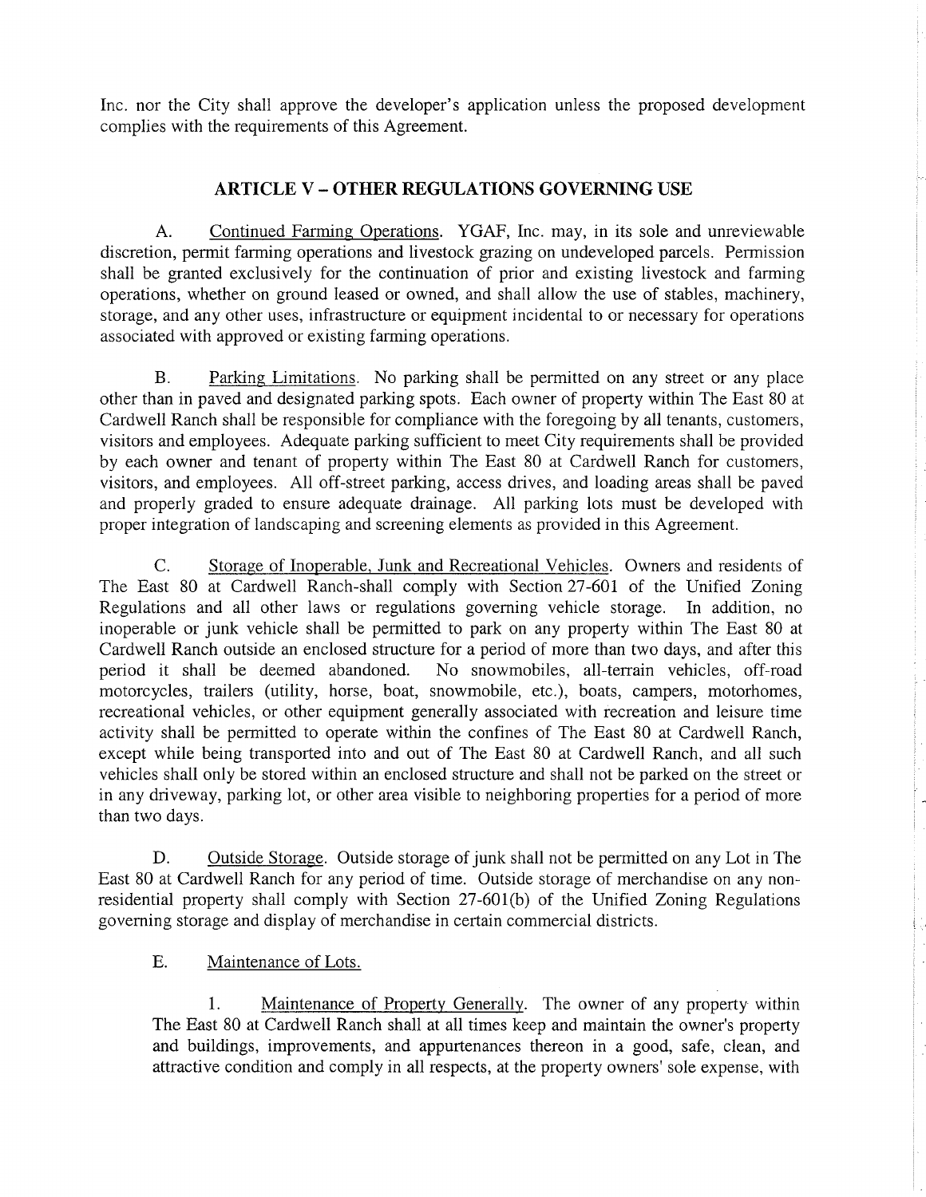Inc. nor the City shall approve the developer's application unless the proposed development complies with the requirements of this Agreement.

## ARTICLE V – OTHER REGULATIONS GOVERNING USE

A. Continued Farming Operations. YGAF, Inc. may, in its sole and unreviewable discretion, permit farming operations and livestock grazing on undeveloped parcels. Permission shall be granted exclusively for the continuation of prior and existing livestock and farming operations, whether on ground leased or owned, and shall allow the use of stables, machinery, storage, and any other uses, infrastructure or equipment incidental to or necessary for operations associated with approved or existing farming operations.

B. Parking Limitations. No parking shall be permitted on any street or any place other than in paved and designated parking spots. Each owner of property within The East 80 at Cardwell Ranch shall be responsible for compliance with the foregoing by all tenants, customers, visitors and employees. Adequate parking sufficient to meet City requirements shall be provided by each owner and tenant of property within The East 80 at Cardwell Ranch for customers, visitors, and employees. All off-street parking, access drives, and loading areas shall be paved and properly graded to ensure adequate drainage. All parking lots must be developed with proper integration of landscaping and screening elements as provided in this Agreement.

C. Storage of Inoperable, Junk and Recreational Vehicles. Owners and residents of The East 80 at Cardwell Ranch-shall comply with Section 27-601 of the Unified Zoning Regulations and all other laws or regulations governing vehicle storage. In addition, no inoperable or junk vehicle shall be permitted to park on any property within The East 80 at Cardwell Ranch outside an enclosed structure for a period of more than two days, and after this period it shall be deemed abandoned. No snowmobiles, all-terrain vehicles, off-road motorcycles, trailers (utility, horse, boat, snowmobile, etc.), boats, campers, motorhomes, recreational vehicles, or other equipment generally associated with recreation and leisure time activity shall be permitted to operate within the confines of The East 80 at Cardwell Ranch, except while being transported into and out of The East 80 at Cardwell Ranch, and all such vehicles shall only be stored within an enclosed structure and shall not be parked on the street or in any driveway, parking lot, or other area visible to neighboring properties for a period of more than two days.

D. Outside Storage. Outside storage of junk shall not be permitted on any Lot in The East 80 at Cardwell Ranch for any period of time. Outside storage of merchandise on any non-residential property shall comply with Section 27-601(b) of the Unified Zoning Regulations governing storage and display of merchandise in certain commercial districts.

E. Maintenance of Lots.

1. Maintenance of Property Generally. The owner of any property within The East 80 at Cardwell Ranch shall at all times keep and maintain the owner's property and buildings, improvements, and appurtenances thereon in a good, safe, clean, and attractive condition and comply in all respects, at the property owners' sole expense, with